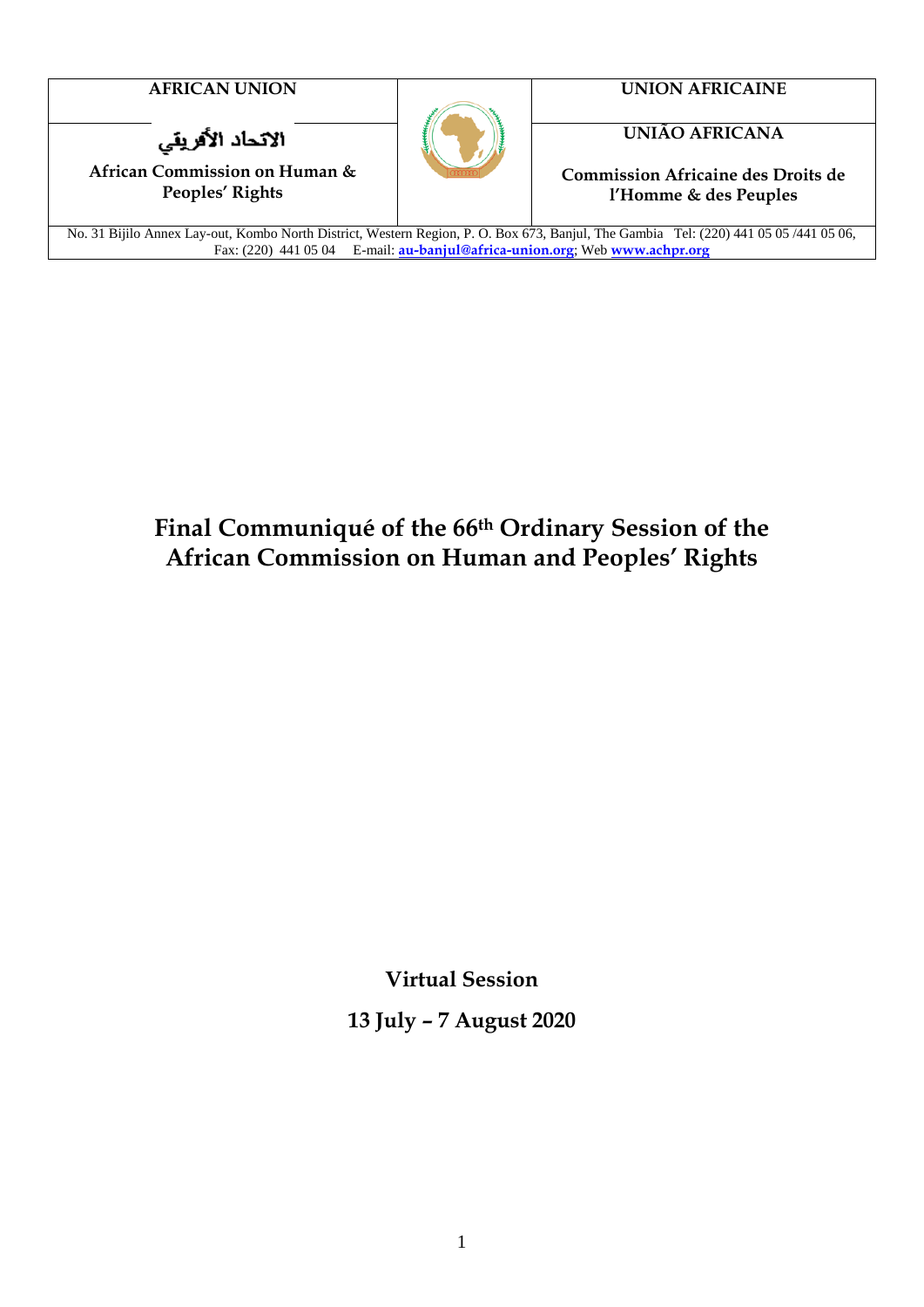| AFRICAN UNION | | UNION AFRICAINE |
|---|---|---|
| الاتحاد الأفريقي | | UNIÃO AFRICANA |
| **African Commission on Human & Peoples' Rights** | | **Commission Africaine des Droits de l'Homme & des Peuples** |

No. 31 Bijilo Annex Lay-out, Kombo North District, Western Region, P. O. Box 673, Banjul, The Gambia Tel: (220) 441 05 05 /441 05 06, Fax: (220) 441 05 04 E-mail: au-banjul@africa-union.org; Web www.achpr.org

# Final Communiqué of the 66th Ordinary Session of the African Commission on Human and Peoples' Rights

**Virtual Session**

**13 July – 7 August 2020**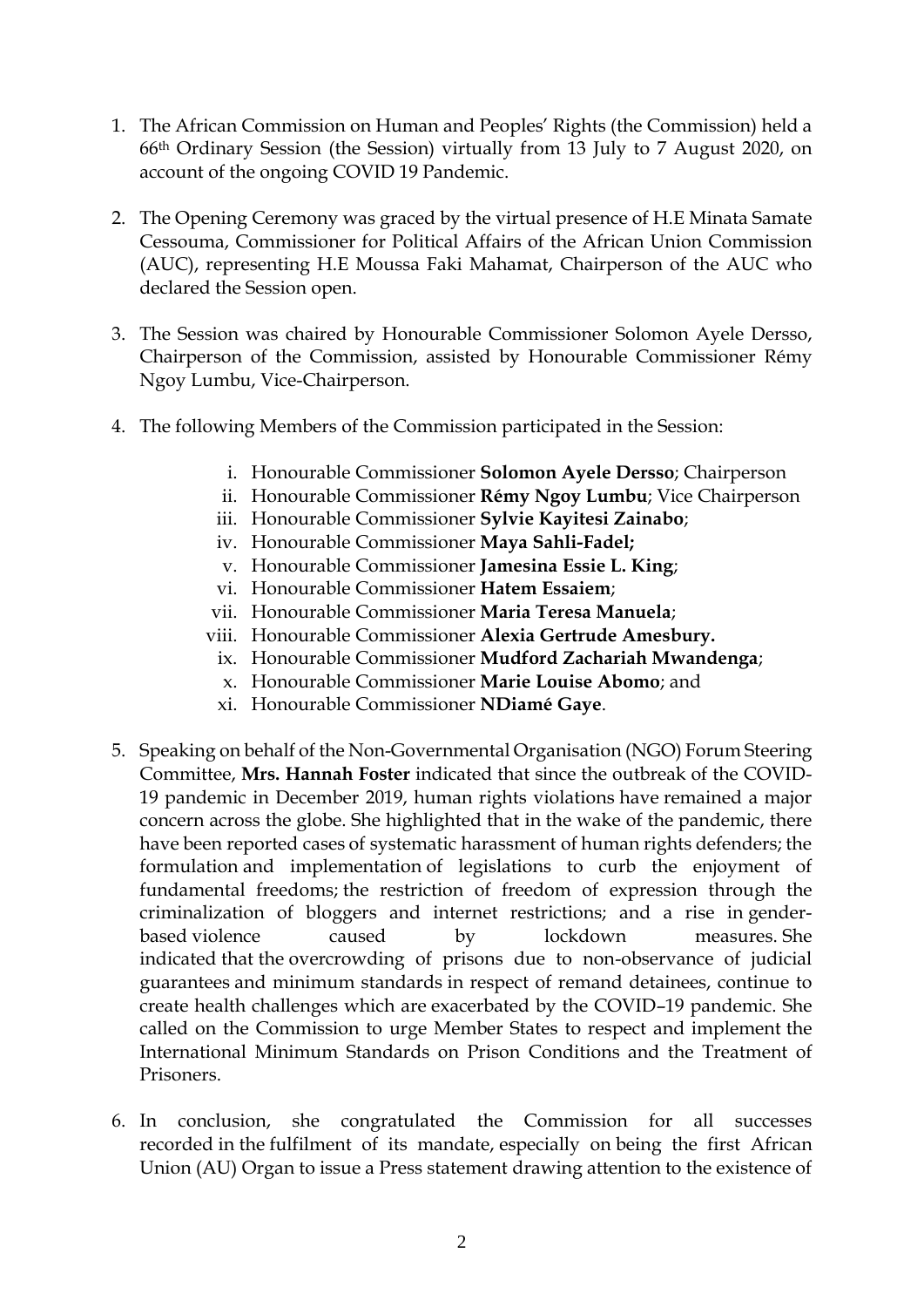1. The African Commission on Human and Peoples' Rights (the Commission) held a 66th Ordinary Session (the Session) virtually from 13 July to 7 August 2020, on account of the ongoing COVID 19 Pandemic.

2. The Opening Ceremony was graced by the virtual presence of H.E Minata Samate Cessouma, Commissioner for Political Affairs of the African Union Commission (AUC), representing H.E Moussa Faki Mahamat, Chairperson of the AUC who declared the Session open.

3. The Session was chaired by Honourable Commissioner Solomon Ayele Dersso, Chairperson of the Commission, assisted by Honourable Commissioner Rémy Ngoy Lumbu, Vice-Chairperson.

4. The following Members of the Commission participated in the Session:

   i. Honourable Commissioner **Solomon Ayele Dersso**; Chairperson
   ii. Honourable Commissioner **Rémy Ngoy Lumbu**; Vice Chairperson
   iii. Honourable Commissioner **Sylvie Kayitesi Zainabo**;
   iv. Honourable Commissioner **Maya Sahli-Fadel;**
   v. Honourable Commissioner **Jamesina Essie L. King**;
   vi. Honourable Commissioner **Hatem Essaiem**;
   vii. Honourable Commissioner **Maria Teresa Manuela**;
   viii. Honourable Commissioner **Alexia Gertrude Amesbury.**
   ix. Honourable Commissioner **Mudford Zachariah Mwandenga**;
   x. Honourable Commissioner **Marie Louise Abomo**; and
   xi. Honourable Commissioner **NDiamé Gaye**.

5. Speaking on behalf of the Non-Governmental Organisation (NGO) Forum Steering Committee, **Mrs. Hannah Foster** indicated that since the outbreak of the COVID-19 pandemic in December 2019, human rights violations have remained a major concern across the globe. She highlighted that in the wake of the pandemic, there have been reported cases of systematic harassment of human rights defenders; the formulation and implementation of legislations to curb the enjoyment of fundamental freedoms; the restriction of freedom of expression through the criminalization of bloggers and internet restrictions; and a rise in gender-based violence caused by lockdown measures. She indicated that the overcrowding of prisons due to non-observance of judicial guarantees and minimum standards in respect of remand detainees, continue to create health challenges which are exacerbated by the COVID–19 pandemic. She called on the Commission to urge Member States to respect and implement the International Minimum Standards on Prison Conditions and the Treatment of Prisoners.

6. In conclusion, she congratulated the Commission for all successes recorded in the fulfilment of its mandate, especially on being the first African Union (AU) Organ to issue a Press statement drawing attention to the existence of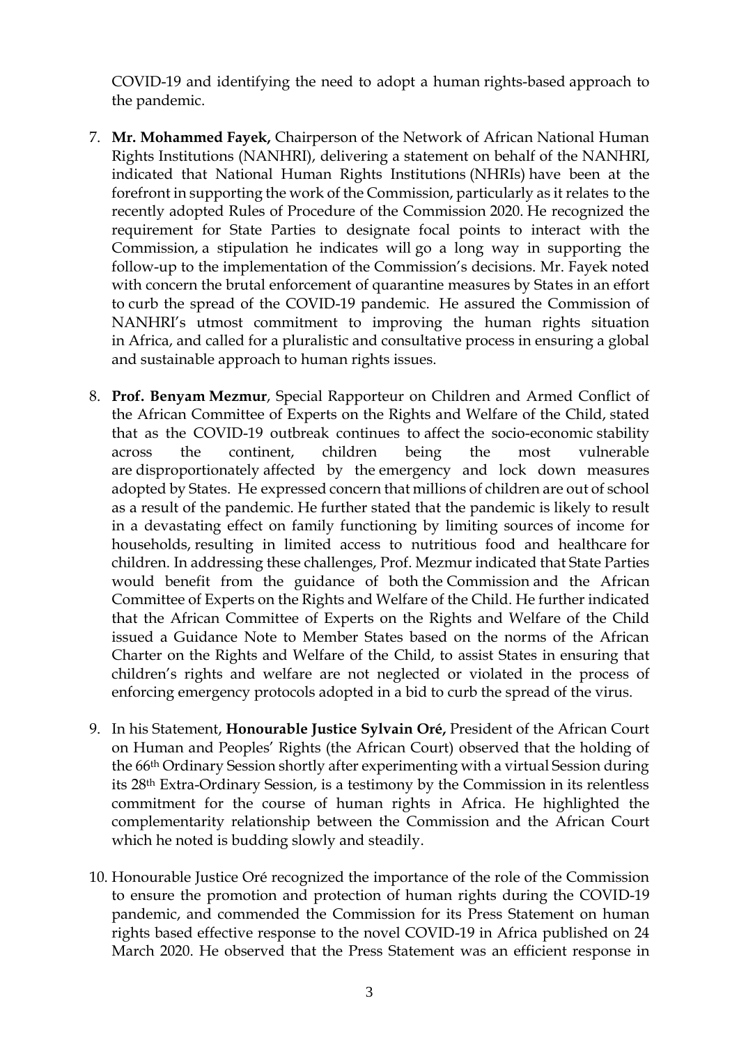COVID-19 and identifying the need to adopt a human rights-based approach to the pandemic.

7. **Mr. Mohammed Fayek,** Chairperson of the Network of African National Human Rights Institutions (NANHRI), delivering a statement on behalf of the NANHRI, indicated that National Human Rights Institutions (NHRIs) have been at the forefront in supporting the work of the Commission, particularly as it relates to the recently adopted Rules of Procedure of the Commission 2020. He recognized the requirement for State Parties to designate focal points to interact with the Commission, a stipulation he indicates will go a long way in supporting the follow-up to the implementation of the Commission's decisions. Mr. Fayek noted with concern the brutal enforcement of quarantine measures by States in an effort to curb the spread of the COVID-19 pandemic. He assured the Commission of NANHRI's utmost commitment to improving the human rights situation in Africa, and called for a pluralistic and consultative process in ensuring a global and sustainable approach to human rights issues.

8. **Prof. Benyam Mezmur**, Special Rapporteur on Children and Armed Conflict of the African Committee of Experts on the Rights and Welfare of the Child, stated that as the COVID-19 outbreak continues to affect the socio-economic stability across the continent, children being the most vulnerable are disproportionately affected by the emergency and lock down measures adopted by States. He expressed concern that millions of children are out of school as a result of the pandemic. He further stated that the pandemic is likely to result in a devastating effect on family functioning by limiting sources of income for households, resulting in limited access to nutritious food and healthcare for children. In addressing these challenges, Prof. Mezmur indicated that State Parties would benefit from the guidance of both the Commission and the African Committee of Experts on the Rights and Welfare of the Child. He further indicated that the African Committee of Experts on the Rights and Welfare of the Child issued a Guidance Note to Member States based on the norms of the African Charter on the Rights and Welfare of the Child, to assist States in ensuring that children's rights and welfare are not neglected or violated in the process of enforcing emergency protocols adopted in a bid to curb the spread of the virus.

9. In his Statement, **Honourable Justice Sylvain Oré,** President of the African Court on Human and Peoples' Rights (the African Court) observed that the holding of the 66th Ordinary Session shortly after experimenting with a virtual Session during its 28th Extra-Ordinary Session, is a testimony by the Commission in its relentless commitment for the course of human rights in Africa. He highlighted the complementarity relationship between the Commission and the African Court which he noted is budding slowly and steadily.

10. Honourable Justice Oré recognized the importance of the role of the Commission to ensure the promotion and protection of human rights during the COVID-19 pandemic, and commended the Commission for its Press Statement on human rights based effective response to the novel COVID-19 in Africa published on 24 March 2020. He observed that the Press Statement was an efficient response in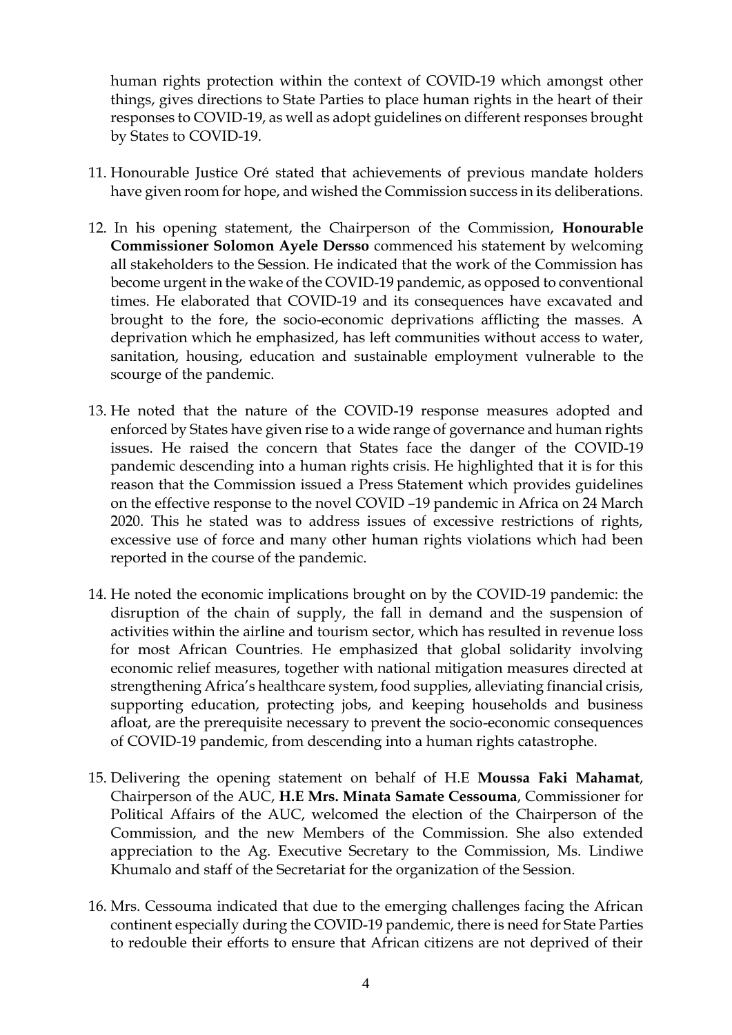human rights protection within the context of COVID-19 which amongst other things, gives directions to State Parties to place human rights in the heart of their responses to COVID-19, as well as adopt guidelines on different responses brought by States to COVID-19.

11. Honourable Justice Oré stated that achievements of previous mandate holders have given room for hope, and wished the Commission success in its deliberations.

12. In his opening statement, the Chairperson of the Commission, **Honourable Commissioner Solomon Ayele Dersso** commenced his statement by welcoming all stakeholders to the Session. He indicated that the work of the Commission has become urgent in the wake of the COVID-19 pandemic, as opposed to conventional times. He elaborated that COVID-19 and its consequences have excavated and brought to the fore, the socio-economic deprivations afflicting the masses. A deprivation which he emphasized, has left communities without access to water, sanitation, housing, education and sustainable employment vulnerable to the scourge of the pandemic.

13. He noted that the nature of the COVID-19 response measures adopted and enforced by States have given rise to a wide range of governance and human rights issues. He raised the concern that States face the danger of the COVID-19 pandemic descending into a human rights crisis. He highlighted that it is for this reason that the Commission issued a Press Statement which provides guidelines on the effective response to the novel COVID –19 pandemic in Africa on 24 March 2020. This he stated was to address issues of excessive restrictions of rights, excessive use of force and many other human rights violations which had been reported in the course of the pandemic.

14. He noted the economic implications brought on by the COVID-19 pandemic: the disruption of the chain of supply, the fall in demand and the suspension of activities within the airline and tourism sector, which has resulted in revenue loss for most African Countries. He emphasized that global solidarity involving economic relief measures, together with national mitigation measures directed at strengthening Africa's healthcare system, food supplies, alleviating financial crisis, supporting education, protecting jobs, and keeping households and business afloat, are the prerequisite necessary to prevent the socio-economic consequences of COVID-19 pandemic, from descending into a human rights catastrophe.

15. Delivering the opening statement on behalf of H.E **Moussa Faki Mahamat**, Chairperson of the AUC, **H.E Mrs. Minata Samate Cessouma**, Commissioner for Political Affairs of the AUC, welcomed the election of the Chairperson of the Commission, and the new Members of the Commission. She also extended appreciation to the Ag. Executive Secretary to the Commission, Ms. Lindiwe Khumalo and staff of the Secretariat for the organization of the Session.

16. Mrs. Cessouma indicated that due to the emerging challenges facing the African continent especially during the COVID-19 pandemic, there is need for State Parties to redouble their efforts to ensure that African citizens are not deprived of their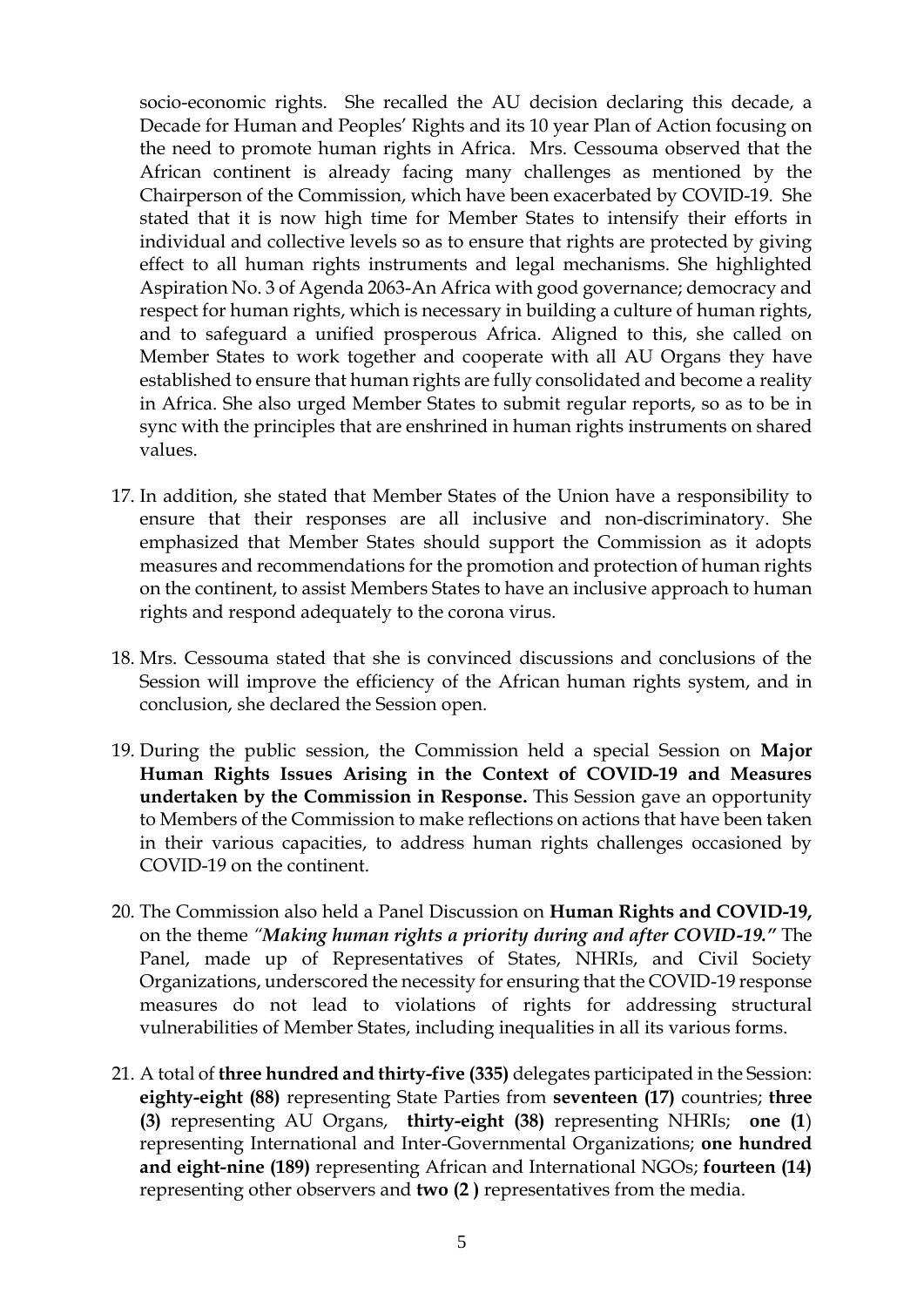socio-economic rights. She recalled the AU decision declaring this decade, a Decade for Human and Peoples' Rights and its 10 year Plan of Action focusing on the need to promote human rights in Africa. Mrs. Cessouma observed that the African continent is already facing many challenges as mentioned by the Chairperson of the Commission, which have been exacerbated by COVID-19. She stated that it is now high time for Member States to intensify their efforts in individual and collective levels so as to ensure that rights are protected by giving effect to all human rights instruments and legal mechanisms. She highlighted Aspiration No. 3 of Agenda 2063-An Africa with good governance; democracy and respect for human rights, which is necessary in building a culture of human rights, and to safeguard a unified prosperous Africa. Aligned to this, she called on Member States to work together and cooperate with all AU Organs they have established to ensure that human rights are fully consolidated and become a reality in Africa. She also urged Member States to submit regular reports, so as to be in sync with the principles that are enshrined in human rights instruments on shared values.

17. In addition, she stated that Member States of the Union have a responsibility to ensure that their responses are all inclusive and non-discriminatory. She emphasized that Member States should support the Commission as it adopts measures and recommendations for the promotion and protection of human rights on the continent, to assist Members States to have an inclusive approach to human rights and respond adequately to the corona virus.

18. Mrs. Cessouma stated that she is convinced discussions and conclusions of the Session will improve the efficiency of the African human rights system, and in conclusion, she declared the Session open.

19. During the public session, the Commission held a special Session on **Major Human Rights Issues Arising in the Context of COVID-19 and Measures undertaken by the Commission in Response.** This Session gave an opportunity to Members of the Commission to make reflections on actions that have been taken in their various capacities, to address human rights challenges occasioned by COVID-19 on the continent.

20. The Commission also held a Panel Discussion on **Human Rights and COVID-19,** on the theme *"Making human rights a priority during and after COVID-19."* The Panel, made up of Representatives of States, NHRIs, and Civil Society Organizations, underscored the necessity for ensuring that the COVID-19 response measures do not lead to violations of rights for addressing structural vulnerabilities of Member States, including inequalities in all its various forms.

21. A total of **three hundred and thirty-five (335)** delegates participated in the Session: **eighty-eight (88)** representing State Parties from **seventeen (17)** countries; **three (3)** representing AU Organs, **thirty-eight (38)** representing NHRIs; **one (1**) representing International and Inter-Governmental Organizations; **one hundred and eight-nine (189)** representing African and International NGOs; **fourteen (14)** representing other observers and **two (2 )** representatives from the media.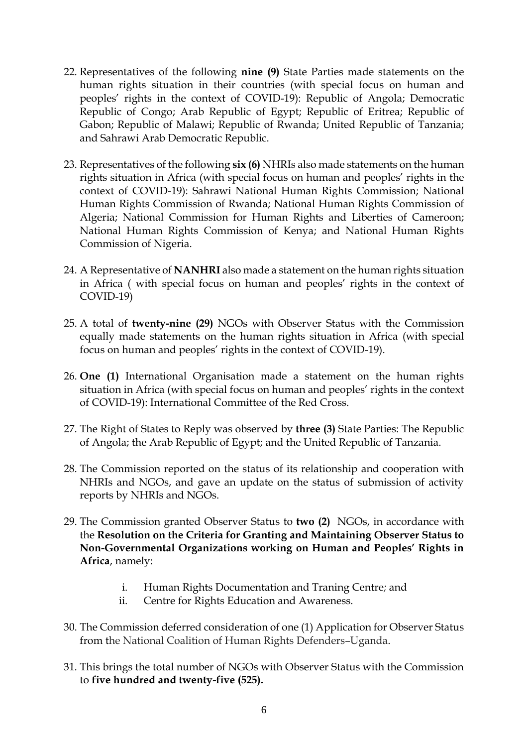22. Representatives of the following **nine (9)** State Parties made statements on the human rights situation in their countries (with special focus on human and peoples' rights in the context of COVID-19): Republic of Angola; Democratic Republic of Congo; Arab Republic of Egypt; Republic of Eritrea; Republic of Gabon; Republic of Malawi; Republic of Rwanda; United Republic of Tanzania; and Sahrawi Arab Democratic Republic.

23. Representatives of the following **six (6)** NHRIs also made statements on the human rights situation in Africa (with special focus on human and peoples' rights in the context of COVID-19): Sahrawi National Human Rights Commission; National Human Rights Commission of Rwanda; National Human Rights Commission of Algeria; National Commission for Human Rights and Liberties of Cameroon; National Human Rights Commission of Kenya; and National Human Rights Commission of Nigeria.

24. A Representative of **NANHRI** also made a statement on the human rights situation in Africa ( with special focus on human and peoples' rights in the context of COVID-19)

25. A total of **twenty-nine (29)** NGOs with Observer Status with the Commission equally made statements on the human rights situation in Africa (with special focus on human and peoples' rights in the context of COVID-19).

26. **One (1)** International Organisation made a statement on the human rights situation in Africa (with special focus on human and peoples' rights in the context of COVID-19): International Committee of the Red Cross.

27. The Right of States to Reply was observed by **three (3)** State Parties: The Republic of Angola; the Arab Republic of Egypt; and the United Republic of Tanzania.

28. The Commission reported on the status of its relationship and cooperation with NHRIs and NGOs, and gave an update on the status of submission of activity reports by NHRIs and NGOs.

29. The Commission granted Observer Status to **two (2)** NGOs, in accordance with the **Resolution on the Criteria for Granting and Maintaining Observer Status to Non-Governmental Organizations working on Human and Peoples' Rights in Africa**, namely:

    i. Human Rights Documentation and Traning Centre; and
    ii. Centre for Rights Education and Awareness.

30. The Commission deferred consideration of one (1) Application for Observer Status from the National Coalition of Human Rights Defenders–Uganda.

31. This brings the total number of NGOs with Observer Status with the Commission to **five hundred and twenty-five (525).**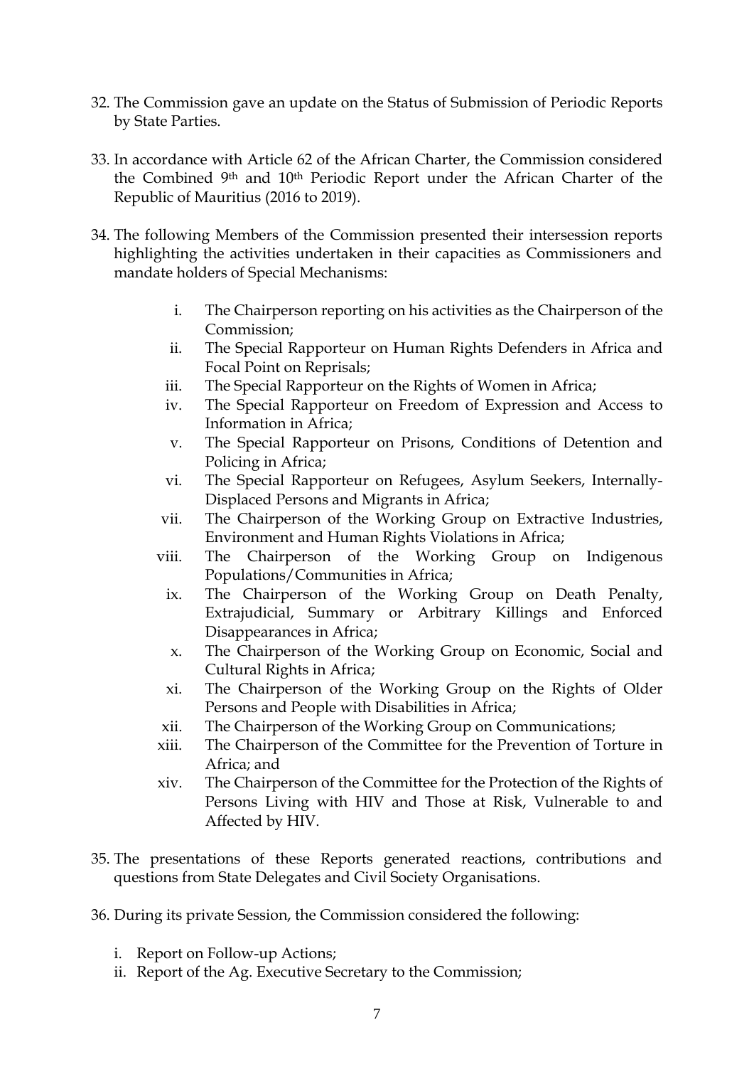32. The Commission gave an update on the Status of Submission of Periodic Reports by State Parties.

33. In accordance with Article 62 of the African Charter, the Commission considered the Combined 9th and 10th Periodic Report under the African Charter of the Republic of Mauritius (2016 to 2019).

34. The following Members of the Commission presented their intersession reports highlighting the activities undertaken in their capacities as Commissioners and mandate holders of Special Mechanisms:

    i. The Chairperson reporting on his activities as the Chairperson of the Commission;
    ii. The Special Rapporteur on Human Rights Defenders in Africa and Focal Point on Reprisals;
    iii. The Special Rapporteur on the Rights of Women in Africa;
    iv. The Special Rapporteur on Freedom of Expression and Access to Information in Africa;
    v. The Special Rapporteur on Prisons, Conditions of Detention and Policing in Africa;
    vi. The Special Rapporteur on Refugees, Asylum Seekers, Internally-Displaced Persons and Migrants in Africa;
    vii. The Chairperson of the Working Group on Extractive Industries, Environment and Human Rights Violations in Africa;
    viii. The Chairperson of the Working Group on Indigenous Populations/Communities in Africa;
    ix. The Chairperson of the Working Group on Death Penalty, Extrajudicial, Summary or Arbitrary Killings and Enforced Disappearances in Africa;
    x. The Chairperson of the Working Group on Economic, Social and Cultural Rights in Africa;
    xi. The Chairperson of the Working Group on the Rights of Older Persons and People with Disabilities in Africa;
    xii. The Chairperson of the Working Group on Communications;
    xiii. The Chairperson of the Committee for the Prevention of Torture in Africa; and
    xiv. The Chairperson of the Committee for the Protection of the Rights of Persons Living with HIV and Those at Risk, Vulnerable to and Affected by HIV.

35. The presentations of these Reports generated reactions, contributions and questions from State Delegates and Civil Society Organisations.

36. During its private Session, the Commission considered the following:

    i. Report on Follow-up Actions;
    ii. Report of the Ag. Executive Secretary to the Commission;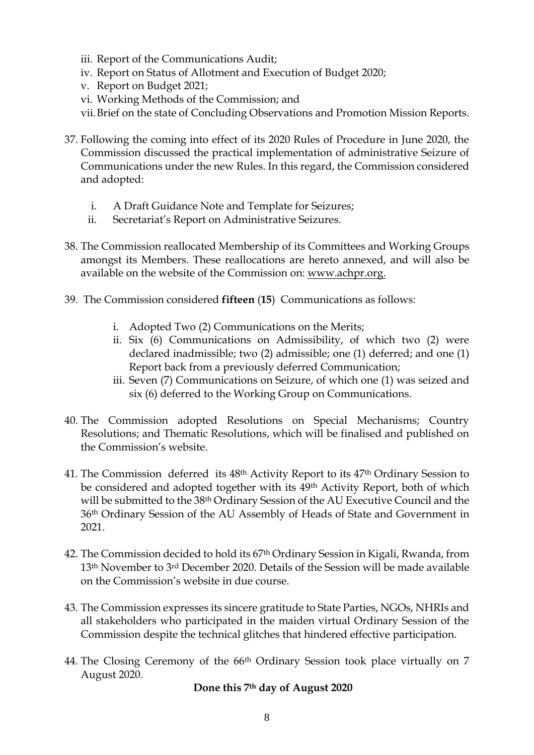iii. Report of the Communications Audit;
iv. Report on Status of Allotment and Execution of Budget 2020;
v. Report on Budget 2021;
vi. Working Methods of the Commission; and
vii. Brief on the state of Concluding Observations and Promotion Mission Reports.

37. Following the coming into effect of its 2020 Rules of Procedure in June 2020, the Commission discussed the practical implementation of administrative Seizure of Communications under the new Rules. In this regard, the Commission considered and adopted:

    i. A Draft Guidance Note and Template for Seizures;
    ii. Secretariat's Report on Administrative Seizures.

38. The Commission reallocated Membership of its Committees and Working Groups amongst its Members. These reallocations are hereto annexed, and will also be available on the website of the Commission on: www.achpr.org.

39. The Commission considered **fifteen** (**15**) Communications as follows:

    i. Adopted Two (2) Communications on the Merits;
    ii. Six (6) Communications on Admissibility, of which two (2) were declared inadmissible; two (2) admissible; one (1) deferred; and one (1) Report back from a previously deferred Communication;
    iii. Seven (7) Communications on Seizure, of which one (1) was seized and six (6) deferred to the Working Group on Communications.

40. The Commission adopted Resolutions on Special Mechanisms; Country Resolutions; and Thematic Resolutions, which will be finalised and published on the Commission's website.

41. The Commission deferred its 48th Activity Report to its 47th Ordinary Session to be considered and adopted together with its 49th Activity Report, both of which will be submitted to the 38th Ordinary Session of the AU Executive Council and the 36th Ordinary Session of the AU Assembly of Heads of State and Government in 2021.

42. The Commission decided to hold its 67th Ordinary Session in Kigali, Rwanda, from 13th November to 3rd December 2020. Details of the Session will be made available on the Commission's website in due course.

43. The Commission expresses its sincere gratitude to State Parties, NGOs, NHRIs and all stakeholders who participated in the maiden virtual Ordinary Session of the Commission despite the technical glitches that hindered effective participation.

44. The Closing Ceremony of the 66th Ordinary Session took place virtually on 7 August 2020.

**Done this 7th day of August 2020**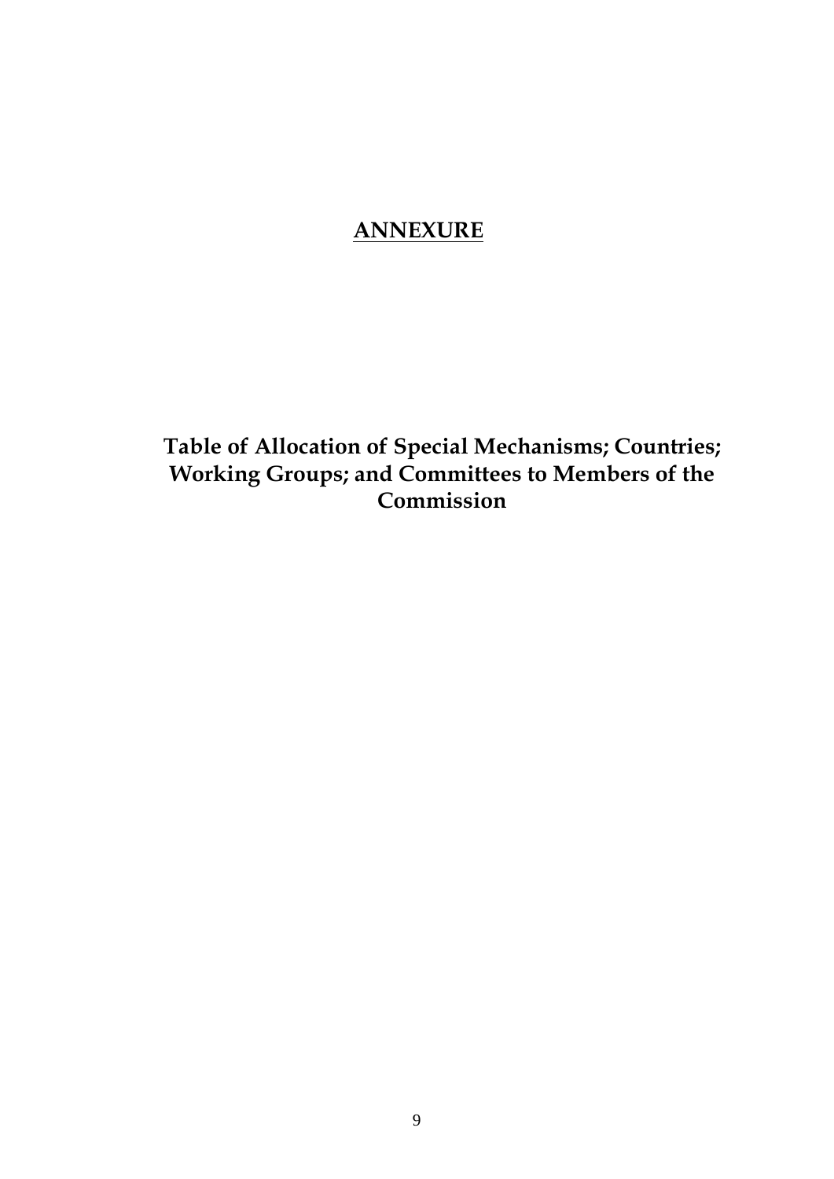# ANNEXURE

## Table of Allocation of Special Mechanisms; Countries; Working Groups; and Committees to Members of the Commission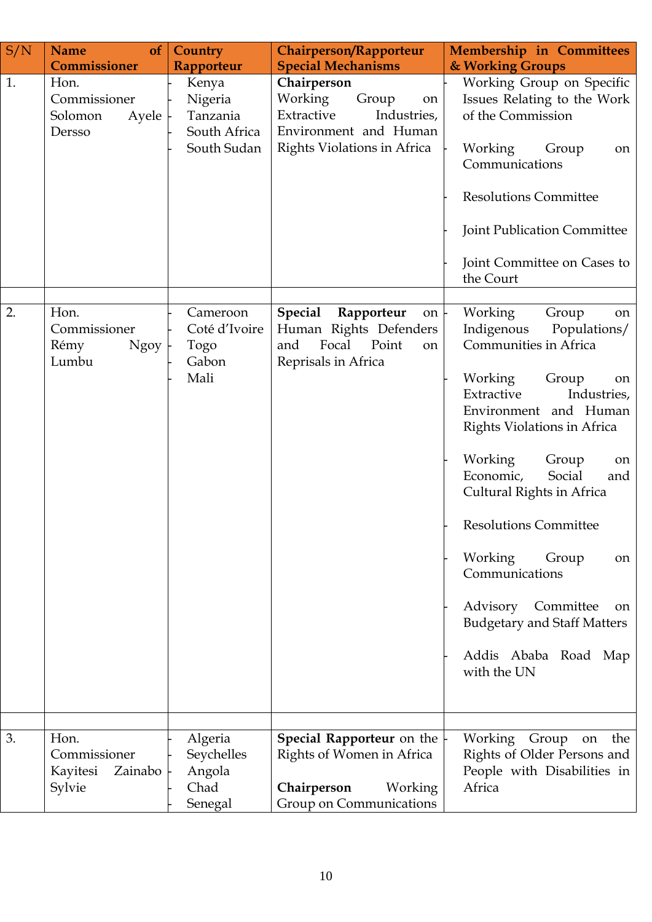| S/N | Name of Commissioner | Country Rapporteur | Chairperson/Rapporteur Special Mechanisms | Membership in Committees & Working Groups |
|---|---|---|---|---|
| 1. | Hon. Commissioner Solomon Ayele Dersso | - Kenya<br>- Nigeria<br>- Tanzania<br>- South Africa<br>- South Sudan | **Chairperson** Working Group on Extractive Industries, Environment and Human Rights Violations in Africa | - Working Group on Specific Issues Relating to the Work of the Commission<br>- Working Group on Communications<br>- Resolutions Committee<br>- Joint Publication Committee<br>- Joint Committee on Cases to the Court |
| | | | | |
| 2. | Hon. Commissioner Rémy Ngoy Lumbu | - Cameroon<br>- Coté d'Ivoire<br>- Togo<br>- Gabon<br>- Mali | **Special Rapporteur** on Human Rights Defenders and Focal Point on Reprisals in Africa | - Working Group on Indigenous Populations/ Communities in Africa<br>- Working Group on Extractive Industries, Environment and Human Rights Violations in Africa<br>- Working Group on Economic, Social and Cultural Rights in Africa<br>- Resolutions Committee<br>- Working Group on Communications<br>- Advisory Committee on Budgetary and Staff Matters<br>- Addis Ababa Road Map with the UN |
| | | | | |
| 3. | Hon. Commissioner Kayitesi Zainabo Sylvie | - Algeria<br>- Seychelles<br>- Angola<br>- Chad<br>- Senegal | **Special Rapporteur** on the Rights of Women in Africa<br><br>**Chairperson** Working Group on Communications | - Working Group on the Rights of Older Persons and People with Disabilities in Africa |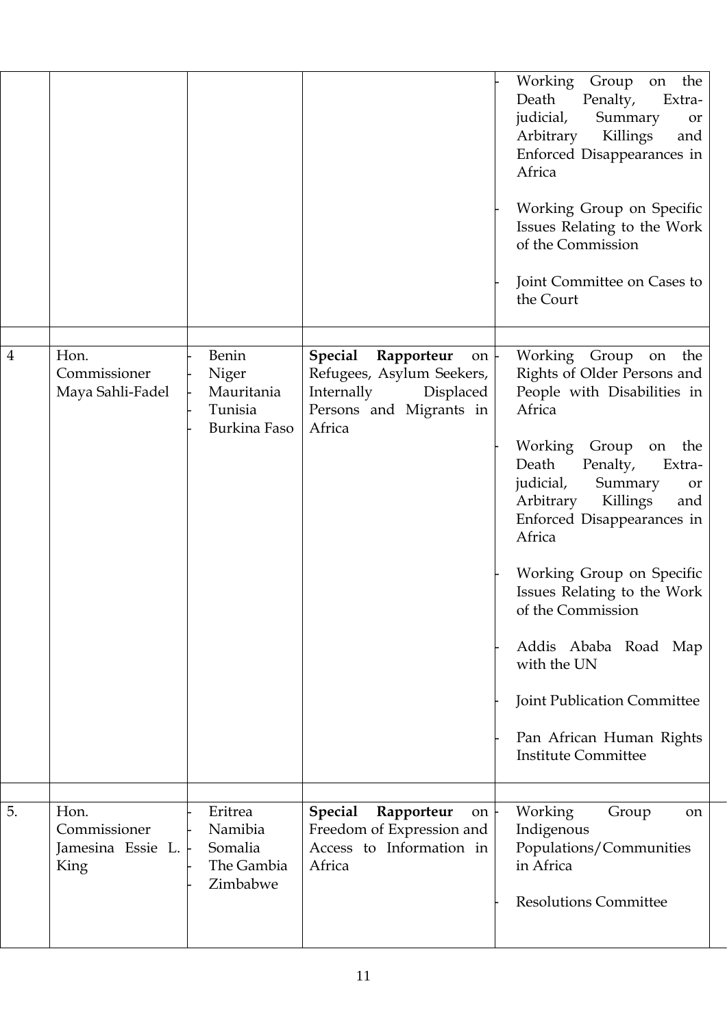| | | | | |
|---|---|---|---|---|
| | | | | - Working Group on the Death Penalty, Extra-judicial, Summary or Arbitrary Killings and Enforced Disappearances in Africa<br><br>- Working Group on Specific Issues Relating to the Work of the Commission<br><br>- Joint Committee on Cases to the Court |
| | | | | |
| 4 | Hon. Commissioner Maya Sahli-Fadel | - Benin<br>- Niger<br>- Mauritania<br>- Tunisia<br>- Burkina Faso | **Special Rapporteur** on Refugees, Asylum Seekers, Internally Displaced Persons and Migrants in Africa | - Working Group on the Rights of Older Persons and People with Disabilities in Africa<br><br>- Working Group on the Death Penalty, Extra-judicial, Summary or Arbitrary Killings and Enforced Disappearances in Africa<br><br>- Working Group on Specific Issues Relating to the Work of the Commission<br><br>- Addis Ababa Road Map with the UN<br><br>- Joint Publication Committee<br><br>- Pan African Human Rights Institute Committee |
| | | | | |
| 5. | Hon. Commissioner Jamesina Essie L. King | - Eritrea<br>- Namibia<br>- Somalia<br>- The Gambia<br>- Zimbabwe | **Special Rapporteur** on Freedom of Expression and Access to Information in Africa | - Working Group on Indigenous Populations/Communities in Africa<br><br>- Resolutions Committee |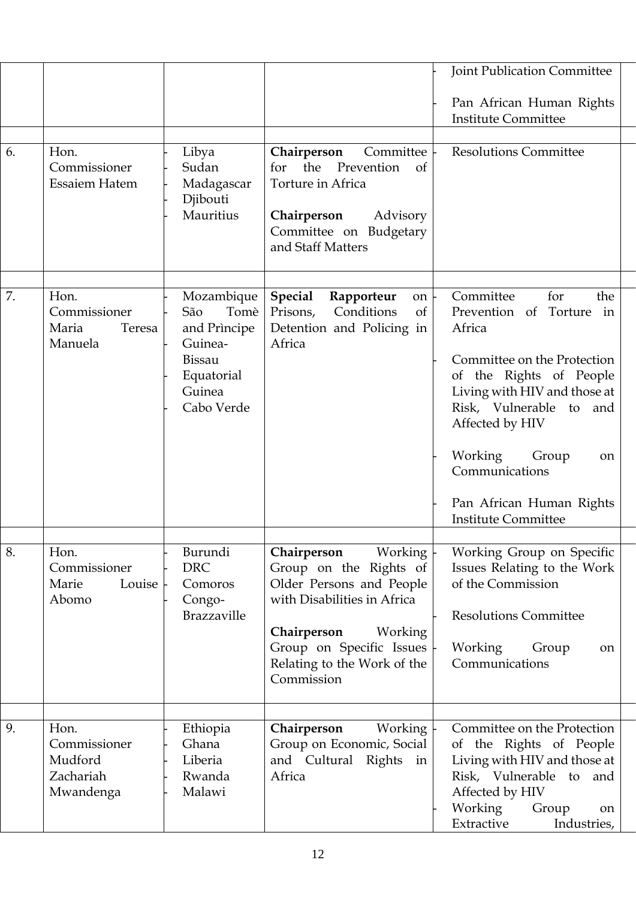| | | | | |
|---|---|---|---|---|
| | | | | - Joint Publication Committee<br><br>- Pan African Human Rights Institute Committee |
| | | | | |
| 6. | Hon. Commissioner Essaiem Hatem | - Libya<br>- Sudan<br>- Madagascar<br>- Djibouti<br>- Mauritius | **Chairperson** Committee for the Prevention of Torture in Africa<br><br>**Chairperson** Advisory Committee on Budgetary and Staff Matters | - Resolutions Committee |
| | | | | |
| 7. | Hon. Commissioner Maria Teresa Manuela | - Mozambique<br>- São Tomè and Prìncipe<br>- Guinea-Bissau<br>- Equatorial Guinea<br>- Cabo Verde | **Special Rapporteur** on Prisons, Conditions of Detention and Policing in Africa | - Committee for the Prevention of Torture in Africa<br><br>- Committee on the Protection of the Rights of People Living with HIV and those at Risk, Vulnerable to and Affected by HIV<br><br>- Working Group on Communications<br><br>- Pan African Human Rights Institute Committee |
| | | | | |
| 8. | Hon. Commissioner Marie Louise Abomo | - Burundi<br>- DRC<br>- Comoros<br>- Congo-Brazzaville | **Chairperson** Working Group on the Rights of Older Persons and People with Disabilities in Africa<br><br>**Chairperson** Working Group on Specific Issues Relating to the Work of the Commission | - Working Group on Specific Issues Relating to the Work of the Commission<br><br>- Resolutions Committee<br><br>- Working Group on Communications |
| | | | | |
| 9. | Hon. Commissioner Mudford Zachariah Mwandenga | - Ethiopia<br>- Ghana<br>- Liberia<br>- Rwanda<br>- Malawi | **Chairperson** Working Group on Economic, Social and Cultural Rights in Africa | - Committee on the Protection of the Rights of People Living with HIV and those at Risk, Vulnerable to and Affected by HIV<br>- Working Group on Extractive Industries, |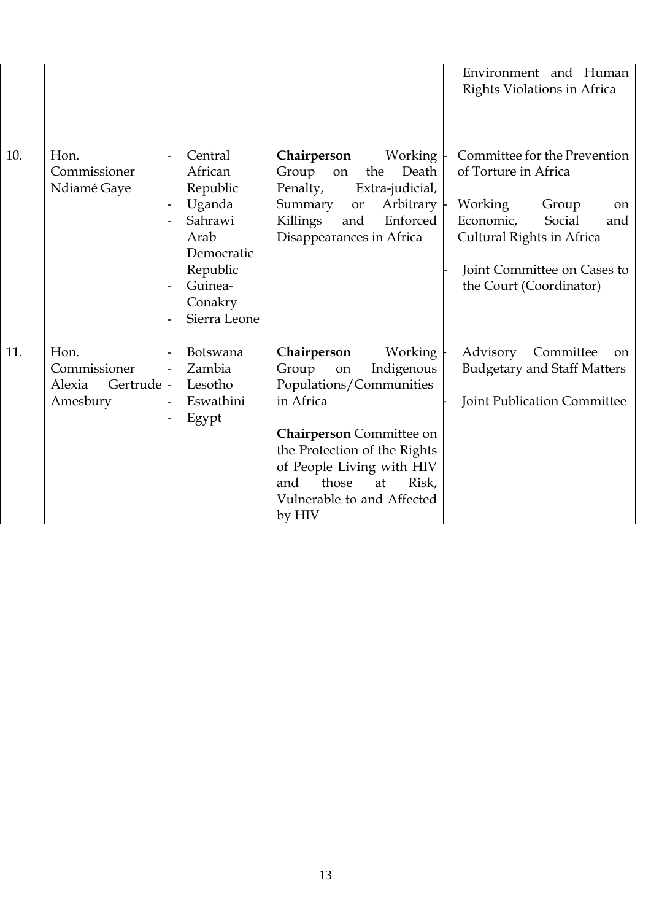| | | | | | |
|---|---|---|---|---|---|
| | | | | Environment and Human Rights Violations in Africa | |
| | | | | | |
| 10. | Hon. Commissioner Ndiamé Gaye | - Central African Republic<br>- Uganda<br>- Sahrawi Arab Democratic Republic<br>- Guinea-Conakry<br>- Sierra Leone | **Chairperson** Working Group on the Death Penalty, Extra-judicial, Summary or Arbitrary Killings and Enforced Disappearances in Africa | - Committee for the Prevention of Torture in Africa<br>- Working Group on Economic, Social and Cultural Rights in Africa<br>- Joint Committee on Cases to the Court (Coordinator) | |
| | | | | | |
| 11. | Hon. Commissioner Alexia Gertrude Amesbury | - Botswana<br>- Zambia<br>- Lesotho<br>- Eswathini<br>- Egypt | **Chairperson** Working Group on Indigenous Populations/Communities in Africa<br><br>**Chairperson** Committee on the Protection of the Rights of People Living with HIV and those at Risk, Vulnerable to and Affected by HIV | - Advisory Committee on Budgetary and Staff Matters<br>- Joint Publication Committee | |